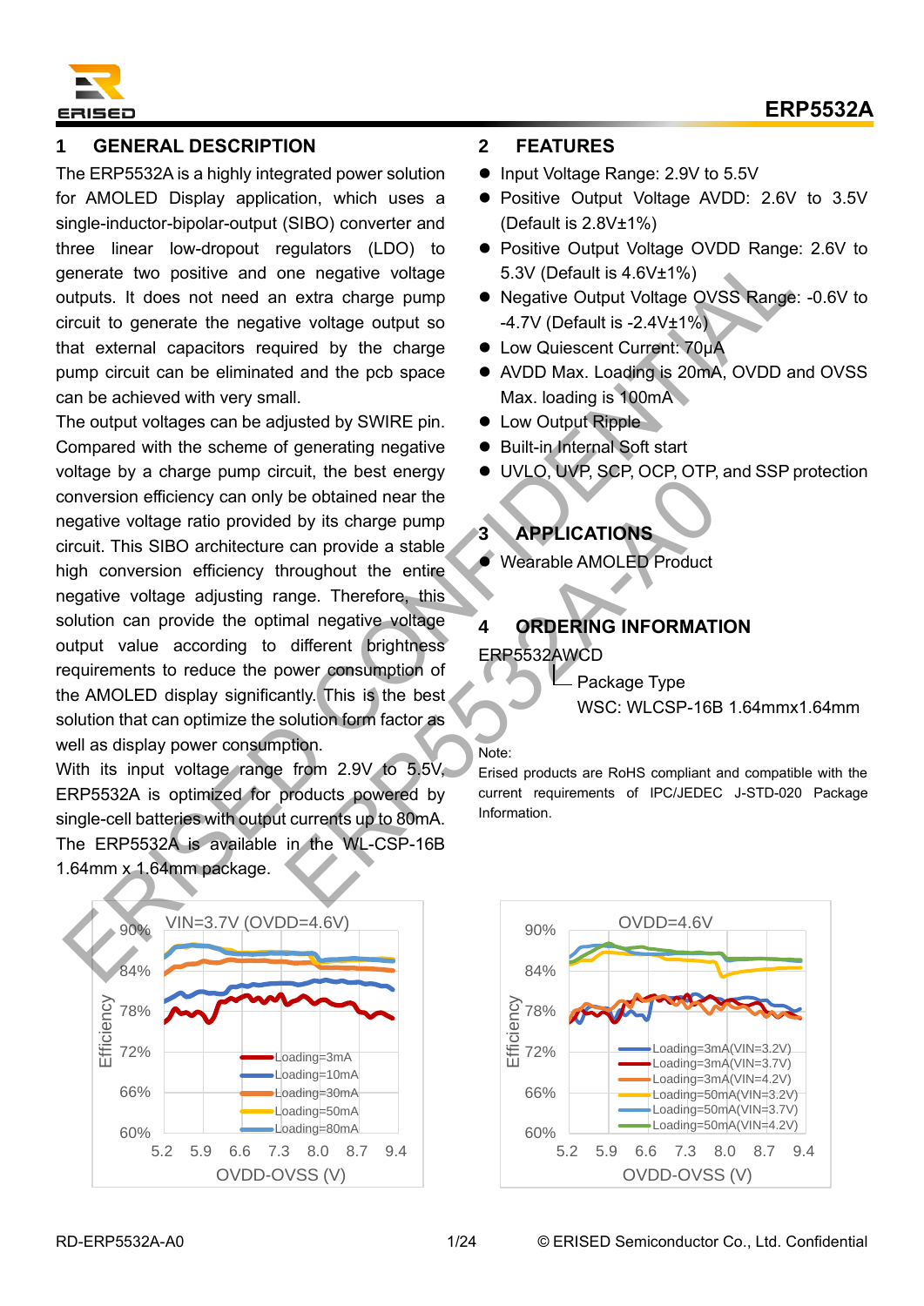# 1 GENERAL DESCRIPTION

The ERP5532A is a highly integrated power solution for AMOLED Display application, which uses a single-inductor-bipolar-output (SIBO) converter and three linear low-dropout regulators (LDO) to generate two positive and one negative voltage outputs. It does not need an extra charge pump circuit to generate the negative voltage output so that external capacitors required by the charge pump circuit can be eliminated and the pcb space can be achieved with very small.

The output voltages can be adjusted by SWIRE pin. Compared with the scheme of generating negative voltage by a charge pump circuit, the best energy conversion efficiency can only be obtained near the negative voltage ratio provided by its charge pump circuit. This SIBO architecture can provide a stable high conversion efficiency throughout the entire negative voltage adjusting range. Therefore, this solution can provide the optimal negative voltage output value according to different brightness requirements to reduce the power consumption of the AMOLED display significantly. This is the best solution that can optimize the solution form factor as well as display power consumption.

With its input voltage range from 2.9V to 5.5V, ERP5532A is optimized for products powered by single-cell batteries with output currents up to 80mA. The ERP5532A is available in the WL-CSP-16B 1.64mm x 1.64mm package.

# 2 FEATURES

- Input Voltage Range: 2.9V to 5.5V
- Positive Output Voltage AVDD: 2.6V to 3.5V (Default is 2.8V±1%)
- Positive Output Voltage OVDD Range: 2.6V to 5.3V (Default is 4.6V±1%)
- Negative Output Voltage OVSS Range: -0.6V to -4.7V (Default is -2.4V±1%)
- Low Quiescent Current: 70μA
- AVDD Max. Loading is 20mA, OVDD and OVSS Max. loading is 100mA
- Low Output Ripple
- Built-in Internal Soft start
- UVLO, UVP, SCP, OCP, OTP, and SSP protection

# 3 APPLICATIONS

- Wearable AMOLED Product

# 4 ORDERING INFORMATION

ERP5532AWCD
└ Package Type
WSC: WLCSP-16B 1.64mmx1.64mm

Note:
Erised products are RoHS compliant and compatible with the current requirements of IPC/JEDEC J-STD-020 Package Information.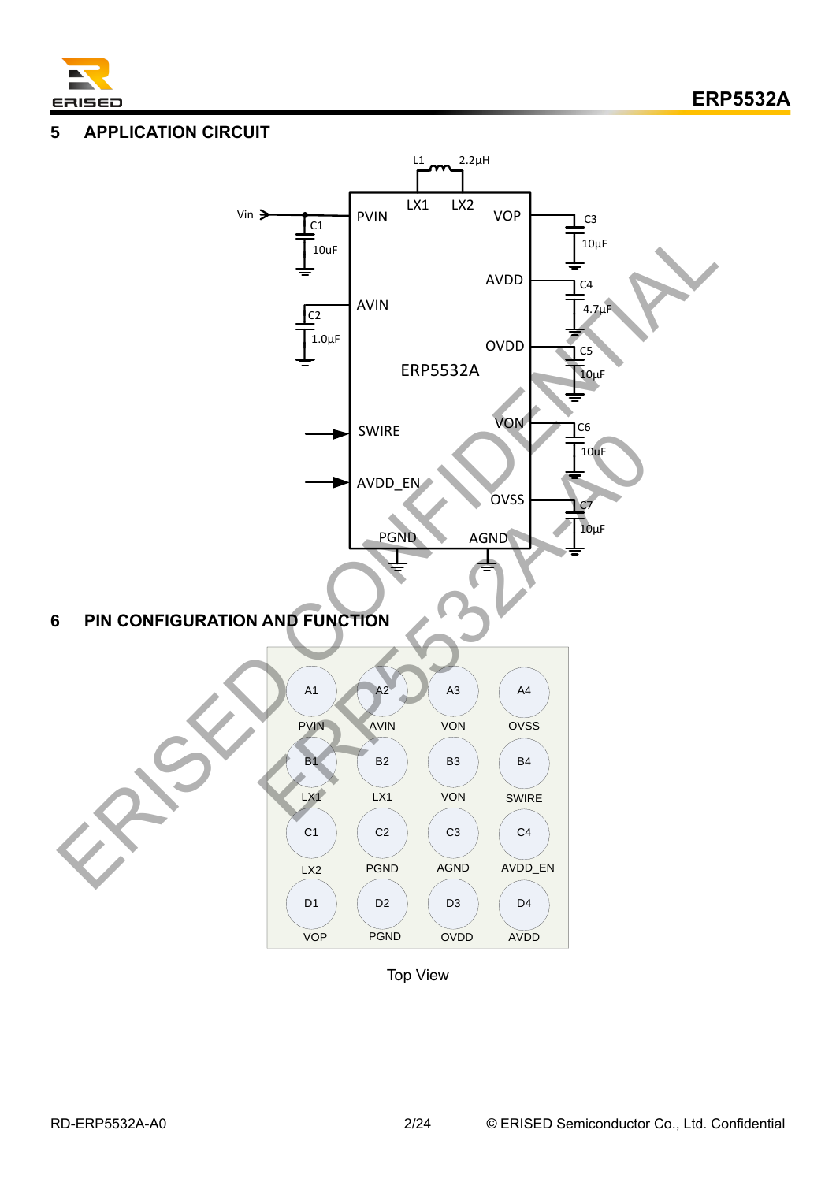## 5 APPLICATION CIRCUIT

L1 2.2μH

Vin

C1 10uF

C2 1.0μF

PVIN

AVIN

SWIRE

AVDD_EN

LX1 LX2

VOP

AVDD

OVDD

ERP5532A

VON

OVSS

PGND AGND

C3 10μF

C4 4.7μF

C5 10μF

C6 10uF

C7 10μF

## 6 PIN CONFIGURATION AND FUNCTION

| | | | |
|---|---|---|---|
| A1 PVIN | A2 AVIN | A3 VON | A4 OVSS |
| B1 LX1 | B2 LX1 | B3 VON | B4 SWIRE |
| C1 LX2 | C2 PGND | C3 AGND | C4 AVDD_EN |
| D1 VOP | D2 PGND | D3 OVDD | D4 AVDD |

Top View